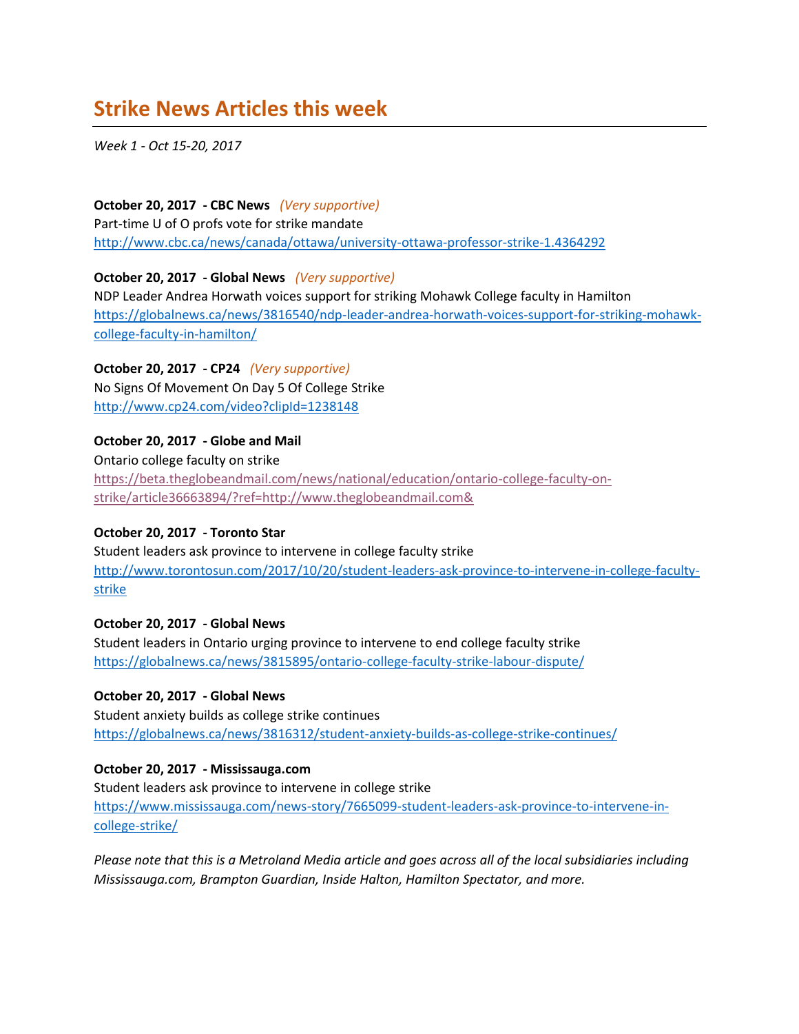# Strike News Articles this week

*Week 1 - Oct 15-20, 2017*

**October 20, 2017 - CBC News** *(Very supportive)*
Part-time U of O profs vote for strike mandate
http://www.cbc.ca/news/canada/ottawa/university-ottawa-professor-strike-1.4364292

**October 20, 2017 - Global News** *(Very supportive)*
NDP Leader Andrea Horwath voices support for striking Mohawk College faculty in Hamilton
https://globalnews.ca/news/3816540/ndp-leader-andrea-horwath-voices-support-for-striking-mohawk-college-faculty-in-hamilton/

**October 20, 2017 - CP24** *(Very supportive)*
No Signs Of Movement On Day 5 Of College Strike
http://www.cp24.com/video?clipId=1238148

**October 20, 2017 - Globe and Mail**
Ontario college faculty on strike
https://beta.theglobeandmail.com/news/national/education/ontario-college-faculty-on-strike/article36663894/?ref=http://www.theglobeandmail.com&

**October 20, 2017 - Toronto Star**
Student leaders ask province to intervene in college faculty strike
http://www.torontosun.com/2017/10/20/student-leaders-ask-province-to-intervene-in-college-faculty-strike

**October 20, 2017 - Global News**
Student leaders in Ontario urging province to intervene to end college faculty strike
https://globalnews.ca/news/3815895/ontario-college-faculty-strike-labour-dispute/

**October 20, 2017 - Global News**
Student anxiety builds as college strike continues
https://globalnews.ca/news/3816312/student-anxiety-builds-as-college-strike-continues/

**October 20, 2017 - Mississauga.com**
Student leaders ask province to intervene in college strike
https://www.mississauga.com/news-story/7665099-student-leaders-ask-province-to-intervene-in-college-strike/

*Please note that this is a Metroland Media article and goes across all of the local subsidiaries including Mississauga.com, Brampton Guardian, Inside Halton, Hamilton Spectator, and more.*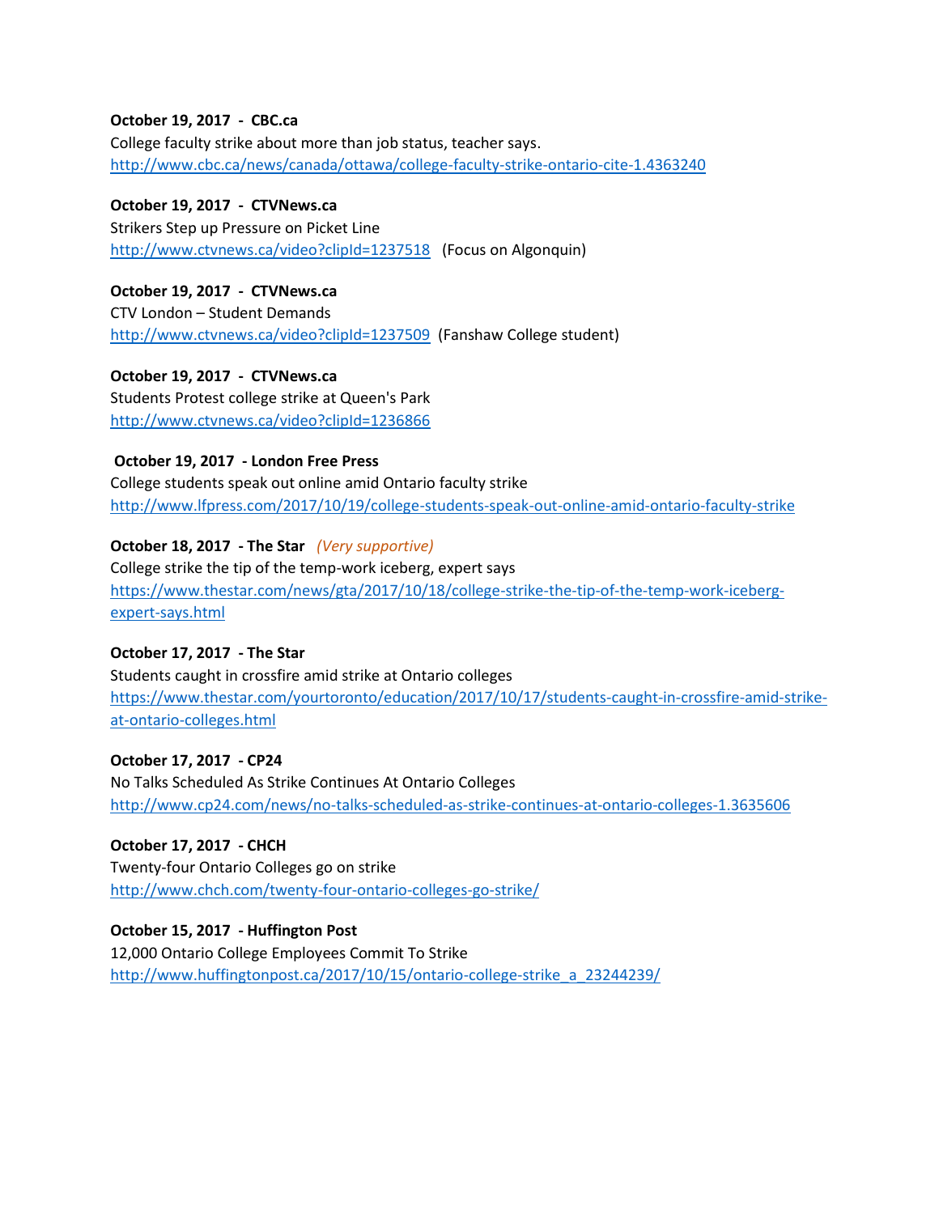**October 19, 2017 - CBC.ca**
College faculty strike about more than job status, teacher says.
http://www.cbc.ca/news/canada/ottawa/college-faculty-strike-ontario-cite-1.4363240

**October 19, 2017 - CTVNews.ca**
Strikers Step up Pressure on Picket Line
http://www.ctvnews.ca/video?clipId=1237518 (Focus on Algonquin)

**October 19, 2017 - CTVNews.ca**
CTV London – Student Demands
http://www.ctvnews.ca/video?clipId=1237509 (Fanshaw College student)

**October 19, 2017 - CTVNews.ca**
Students Protest college strike at Queen's Park
http://www.ctvnews.ca/video?clipId=1236866

**October 19, 2017 - London Free Press**
College students speak out online amid Ontario faculty strike
http://www.lfpress.com/2017/10/19/college-students-speak-out-online-amid-ontario-faculty-strike

**October 18, 2017 - The Star** *(Very supportive)*
College strike the tip of the temp-work iceberg, expert says
https://www.thestar.com/news/gta/2017/10/18/college-strike-the-tip-of-the-temp-work-iceberg-expert-says.html

**October 17, 2017 - The Star**
Students caught in crossfire amid strike at Ontario colleges
https://www.thestar.com/yourtoronto/education/2017/10/17/students-caught-in-crossfire-amid-strike-at-ontario-colleges.html

**October 17, 2017 - CP24**
No Talks Scheduled As Strike Continues At Ontario Colleges
http://www.cp24.com/news/no-talks-scheduled-as-strike-continues-at-ontario-colleges-1.3635606

**October 17, 2017 - CHCH**
Twenty-four Ontario Colleges go on strike
http://www.chch.com/twenty-four-ontario-colleges-go-strike/

**October 15, 2017 - Huffington Post**
12,000 Ontario College Employees Commit To Strike
http://www.huffingtonpost.ca/2017/10/15/ontario-college-strike_a_23244239/